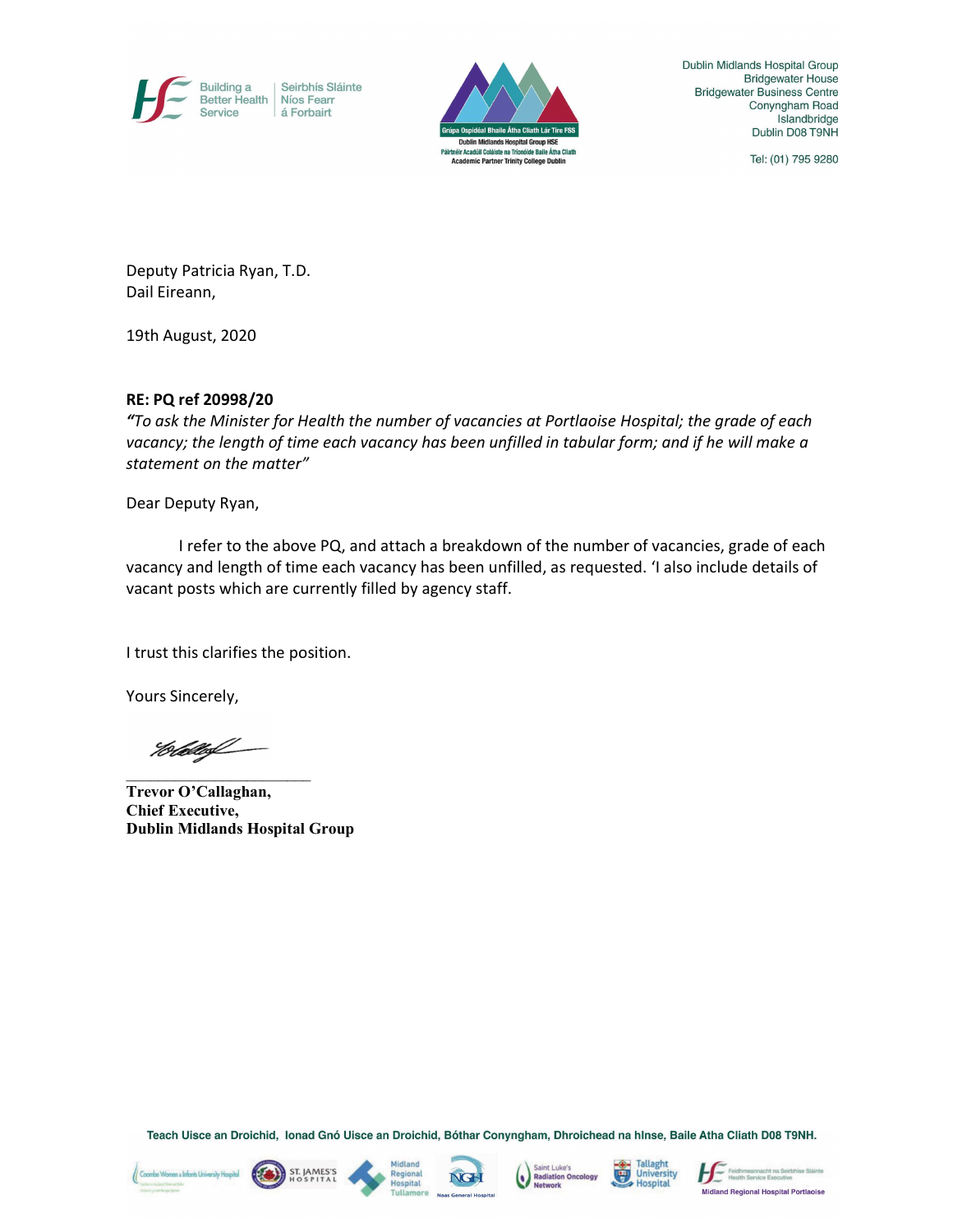Dublin Midlands Hospital Group
Bridgewater House
Bridgewater Business Centre
Conyngham Road
Islandbridge
Dublin D08 T9NH

Tel: (01) 795 9280

Deputy Patricia Ryan, T.D.
Dail Eireann,

19th August, 2020

**RE: PQ ref 20998/20**

***"To ask the Minister for Health the number of vacancies at Portlaoise Hospital; the grade of each vacancy; the length of time each vacancy has been unfilled in tabular form; and if he will make a statement on the matter"***

Dear Deputy Ryan,

I refer to the above PQ, and attach a breakdown of the number of vacancies, grade of each vacancy and length of time each vacancy has been unfilled, as requested. 'I also include details of vacant posts which are currently filled by agency staff.

I trust this clarifies the position.

Yours Sincerely,

\_\_\_\_\_\_\_\_\_\_\_\_\_\_\_\_\_\_\_\_\_\_\_\_\_\_

**Trevor O'Callaghan,**
**Chief Executive,**
**Dublin Midlands Hospital Group**

Teach Uisce an Droichid, Ionad Gnó Uisce an Droichid, Bóthar Conyngham, Dhroichead na hInse, Baile Atha Cliath D08 T9NH.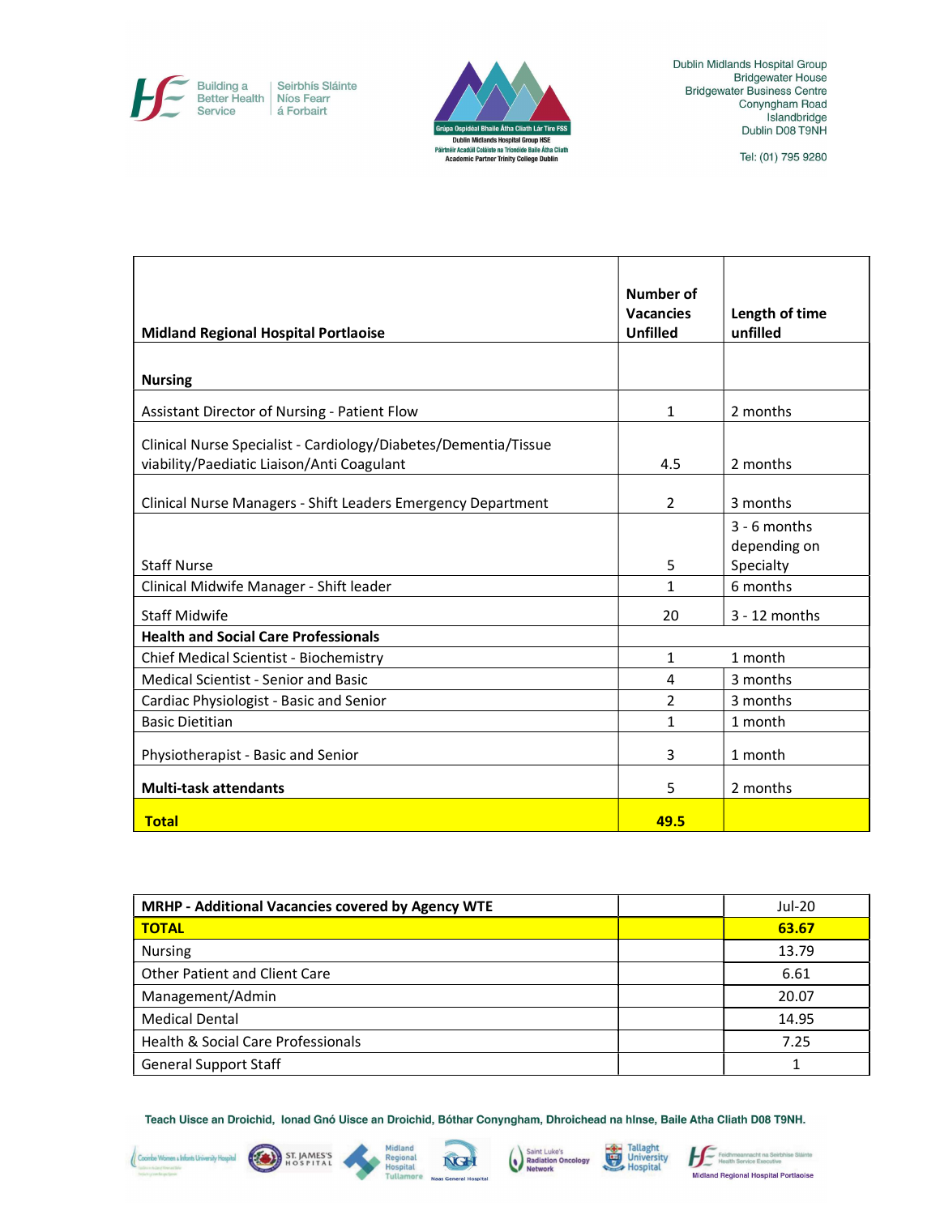| Midland Regional Hospital Portlaoise | Number of Vacancies Unfilled | Length of time unfilled |
|---|---|---|
| **Nursing** | | |
| Assistant Director of Nursing - Patient Flow | 1 | 2 months |
| Clinical Nurse Specialist - Cardiology/Diabetes/Dementia/Tissue viability/Paediatic Liaison/Anti Coagulant | 4.5 | 2 months |
| Clinical Nurse Managers - Shift Leaders Emergency Department | 2 | 3 months |
| Staff Nurse | 5 | 3 - 6 months depending on Specialty |
| Clinical Midwife Manager - Shift leader | 1 | 6 months |
| Staff Midwife | 20 | 3 - 12 months |
| **Health and Social Care Professionals** | | |
| Chief Medical Scientist - Biochemistry | 1 | 1 month |
| Medical Scientist - Senior and Basic | 4 | 3 months |
| Cardiac Physiologist - Basic and Senior | 2 | 3 months |
| Basic Dietitian | 1 | 1 month |
| Physiotherapist - Basic and Senior | 3 | 1 month |
| **Multi-task attendants** | 5 | 2 months |
| **Total** | **49.5** | |

| MRHP - Additional Vacancies covered by Agency WTE | | Jul-20 |
|---|---|---|
| **TOTAL** | | **63.67** |
| Nursing | | 13.79 |
| Other Patient and Client Care | | 6.61 |
| Management/Admin | | 20.07 |
| Medical Dental | | 14.95 |
| Health & Social Care Professionals | | 7.25 |
| General Support Staff | | 1 |